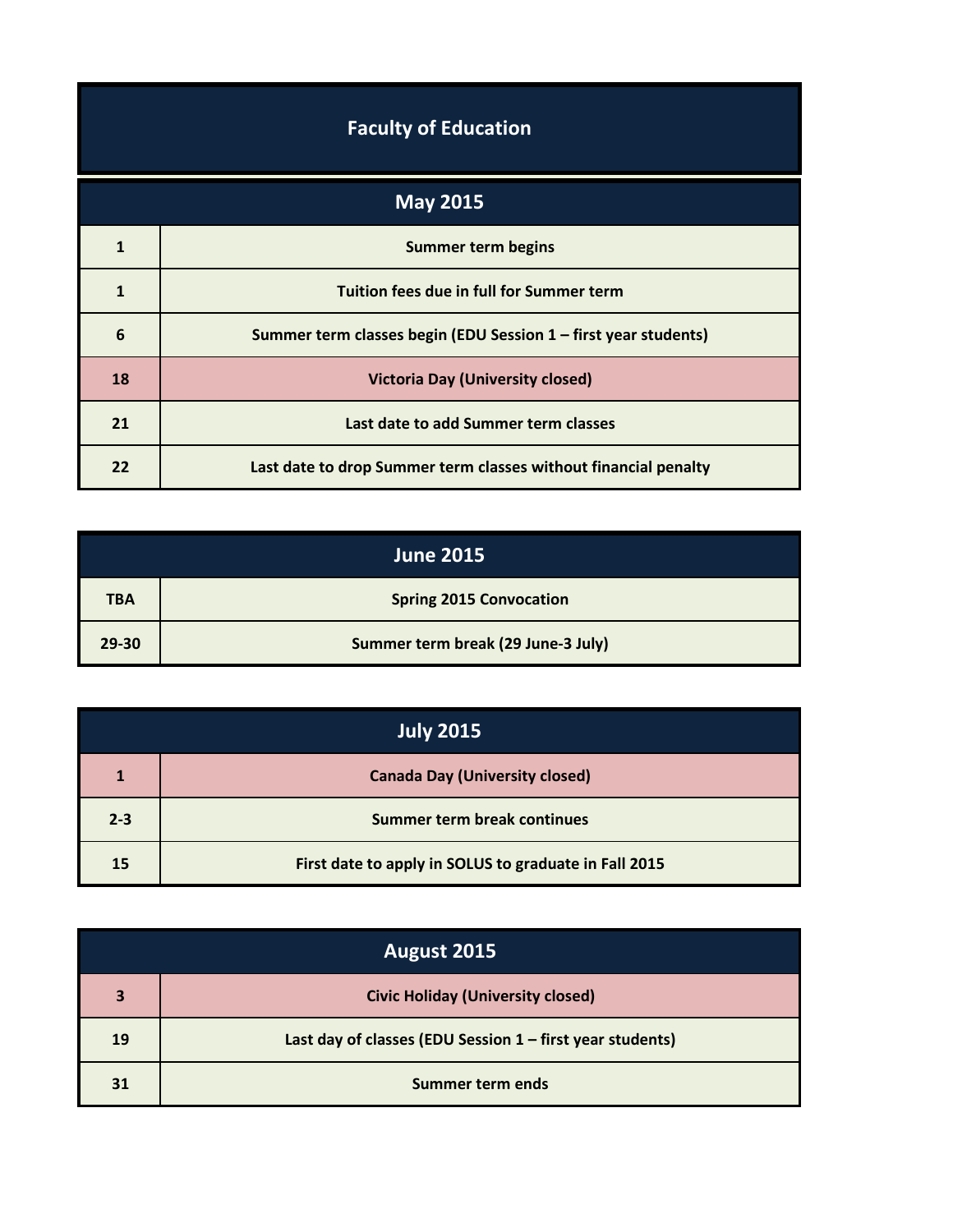# Faculty of Education

| May 2015 | |
|---|---|
| 1 | Summer term begins |
| 1 | Tuition fees due in full for Summer term |
| 6 | Summer term classes begin (EDU Session 1 – first year students) |
| 18 | Victoria Day (University closed) |
| 21 | Last date to add Summer term classes |
| 22 | Last date to drop Summer term classes without financial penalty |

| June 2015 | |
|---|---|
| TBA | Spring 2015 Convocation |
| 29-30 | Summer term break (29 June-3 July) |

| July 2015 | |
|---|---|
| 1 | Canada Day (University closed) |
| 2-3 | Summer term break continues |
| 15 | First date to apply in SOLUS to graduate in Fall 2015 |

| August 2015 | |
|---|---|
| 3 | Civic Holiday (University closed) |
| 19 | Last day of classes (EDU Session 1 – first year students) |
| 31 | Summer term ends |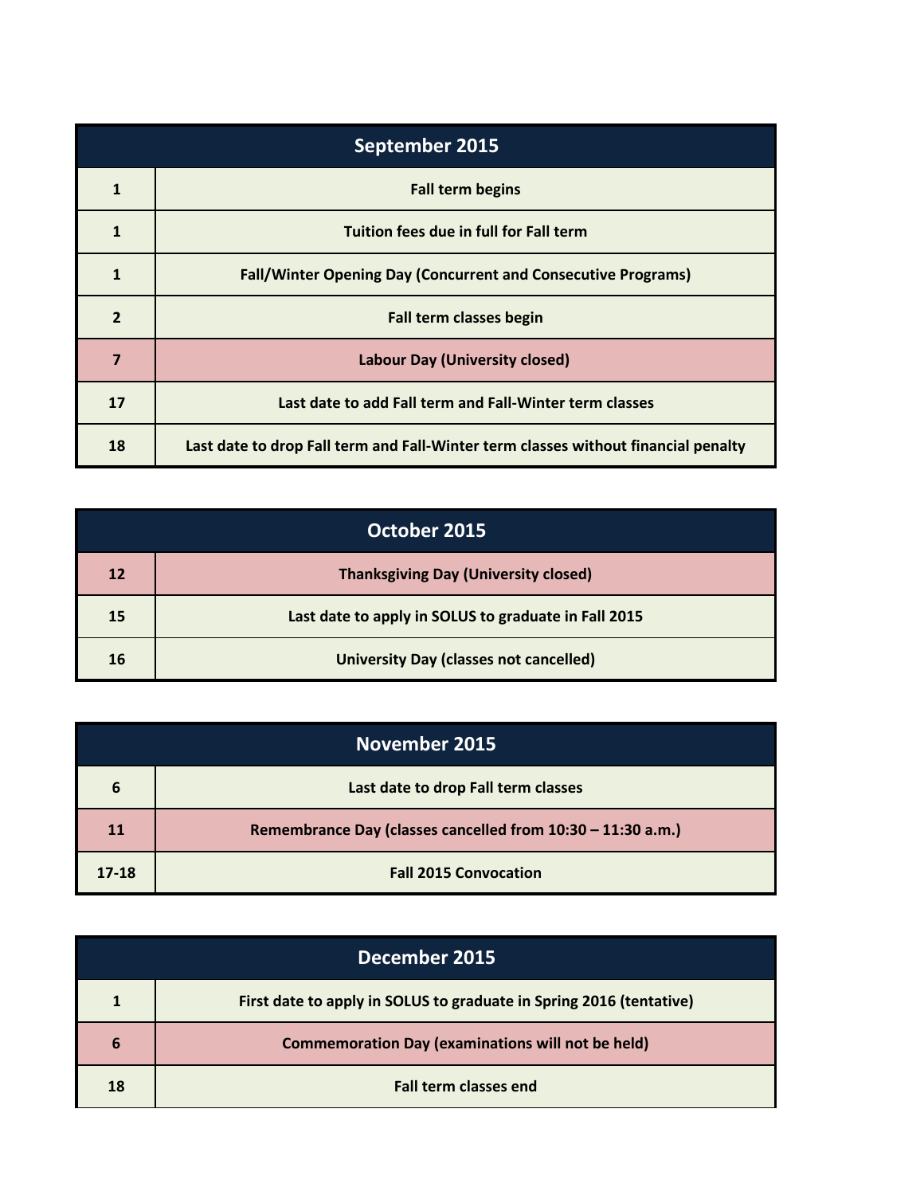| September 2015 | |
|---|---|
| 1 | Fall term begins |
| 1 | Tuition fees due in full for Fall term |
| 1 | Fall/Winter Opening Day (Concurrent and Consecutive Programs) |
| 2 | Fall term classes begin |
| 7 | Labour Day (University closed) |
| 17 | Last date to add Fall term and Fall-Winter term classes |
| 18 | Last date to drop Fall term and Fall-Winter term classes without financial penalty |

| October 2015 | |
|---|---|
| 12 | Thanksgiving Day (University closed) |
| 15 | Last date to apply in SOLUS to graduate in Fall 2015 |
| 16 | University Day (classes not cancelled) |

| November 2015 | |
|---|---|
| 6 | Last date to drop Fall term classes |
| 11 | Remembrance Day (classes cancelled from 10:30 – 11:30 a.m.) |
| 17-18 | Fall 2015 Convocation |

| December 2015 | |
|---|---|
| 1 | First date to apply in SOLUS to graduate in Spring 2016 (tentative) |
| 6 | Commemoration Day (examinations will not be held) |
| 18 | Fall term classes end |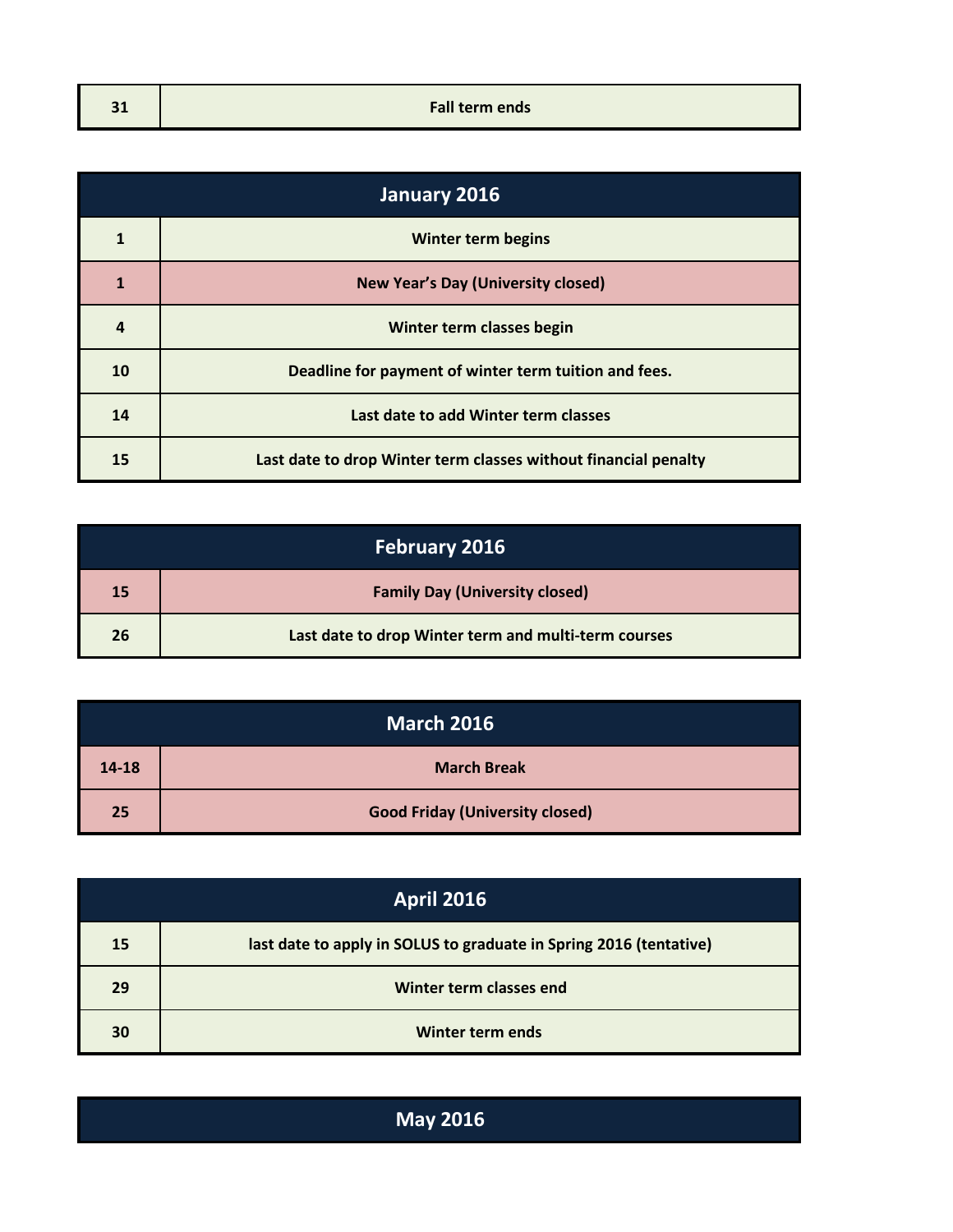| 31 | Fall term ends |
| --- | --- |

| January 2016 | |
| --- | --- |
| 1 | Winter term begins |
| 1 | New Year's Day (University closed) |
| 4 | Winter term classes begin |
| 10 | Deadline for payment of winter term tuition and fees. |
| 14 | Last date to add Winter term classes |
| 15 | Last date to drop Winter term classes without financial penalty |

| February 2016 | |
| --- | --- |
| 15 | Family Day (University closed) |
| 26 | Last date to drop Winter term and multi-term courses |

| March 2016 | |
| --- | --- |
| 14-18 | March Break |
| 25 | Good Friday (University closed) |

| April 2016 | |
| --- | --- |
| 15 | last date to apply in SOLUS to graduate in Spring 2016 (tentative) |
| 29 | Winter term classes end |
| 30 | Winter term ends |

| May 2016 | |
| --- | --- |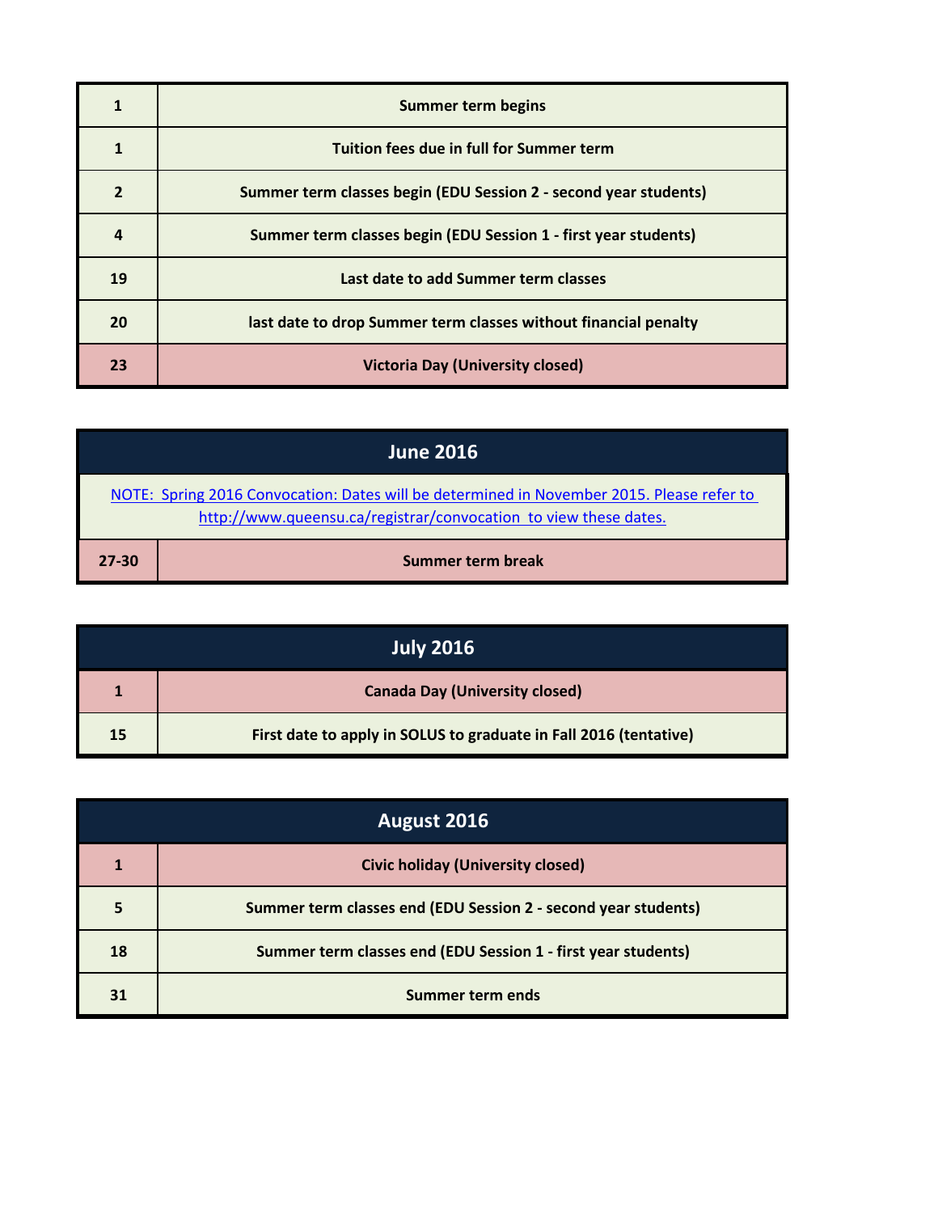| | |
|---|---|
| 1 | Summer term begins |
| 1 | Tuition fees due in full for Summer term |
| 2 | Summer term classes begin (EDU Session 2 - second year students) |
| 4 | Summer term classes begin (EDU Session 1 - first year students) |
| 19 | Last date to add Summer term classes |
| 20 | last date to drop Summer term classes without financial penalty |
| 23 | Victoria Day (University closed) |

## June 2016

NOTE: Spring 2016 Convocation: Dates will be determined in November 2015. Please refer to http://www.queensu.ca/registrar/convocation to view these dates.

| | |
|---|---|
| 27-30 | Summer term break |

## July 2016

| | |
|---|---|
| 1 | Canada Day (University closed) |
| 15 | First date to apply in SOLUS to graduate in Fall 2016 (tentative) |

## August 2016

| | |
|---|---|
| 1 | Civic holiday (University closed) |
| 5 | Summer term classes end (EDU Session 2 - second year students) |
| 18 | Summer term classes end (EDU Session 1 - first year students) |
| 31 | Summer term ends |